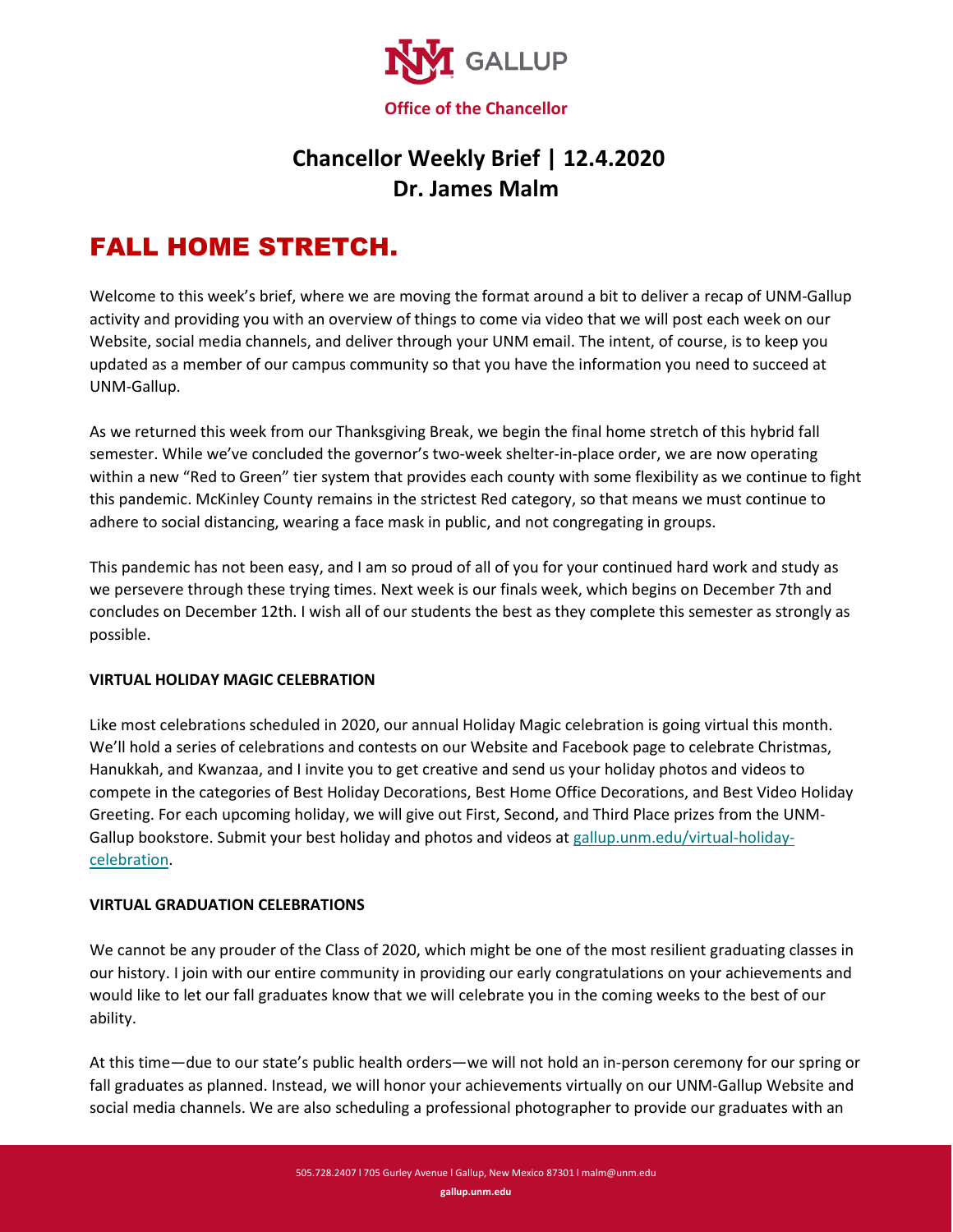GALLUP

**Office of the Chancellor**

## Chancellor Weekly Brief | 12.4.2020
## Dr. James Malm

# FALL HOME STRETCH.

Welcome to this week's brief, where we are moving the format around a bit to deliver a recap of UNM-Gallup activity and providing you with an overview of things to come via video that we will post each week on our Website, social media channels, and deliver through your UNM email. The intent, of course, is to keep you updated as a member of our campus community so that you have the information you need to succeed at UNM-Gallup.

As we returned this week from our Thanksgiving Break, we begin the final home stretch of this hybrid fall semester. While we've concluded the governor's two-week shelter-in-place order, we are now operating within a new "Red to Green" tier system that provides each county with some flexibility as we continue to fight this pandemic. McKinley County remains in the strictest Red category, so that means we must continue to adhere to social distancing, wearing a face mask in public, and not congregating in groups.

This pandemic has not been easy, and I am so proud of all of you for your continued hard work and study as we persevere through these trying times. Next week is our finals week, which begins on December 7th and concludes on December 12th. I wish all of our students the best as they complete this semester as strongly as possible.

**VIRTUAL HOLIDAY MAGIC CELEBRATION**

Like most celebrations scheduled in 2020, our annual Holiday Magic celebration is going virtual this month. We'll hold a series of celebrations and contests on our Website and Facebook page to celebrate Christmas, Hanukkah, and Kwanzaa, and I invite you to get creative and send us your holiday photos and videos to compete in the categories of Best Holiday Decorations, Best Home Office Decorations, and Best Video Holiday Greeting. For each upcoming holiday, we will give out First, Second, and Third Place prizes from the UNM-Gallup bookstore. Submit your best holiday and photos and videos at [gallup.unm.edu/virtual-holiday-celebration](gallup.unm.edu/virtual-holiday-celebration).

**VIRTUAL GRADUATION CELEBRATIONS**

We cannot be any prouder of the Class of 2020, which might be one of the most resilient graduating classes in our history. I join with our entire community in providing our early congratulations on your achievements and would like to let our fall graduates know that we will celebrate you in the coming weeks to the best of our ability.

At this time—due to our state's public health orders—we will not hold an in-person ceremony for our spring or fall graduates as planned. Instead, we will honor your achievements virtually on our UNM-Gallup Website and social media channels. We are also scheduling a professional photographer to provide our graduates with an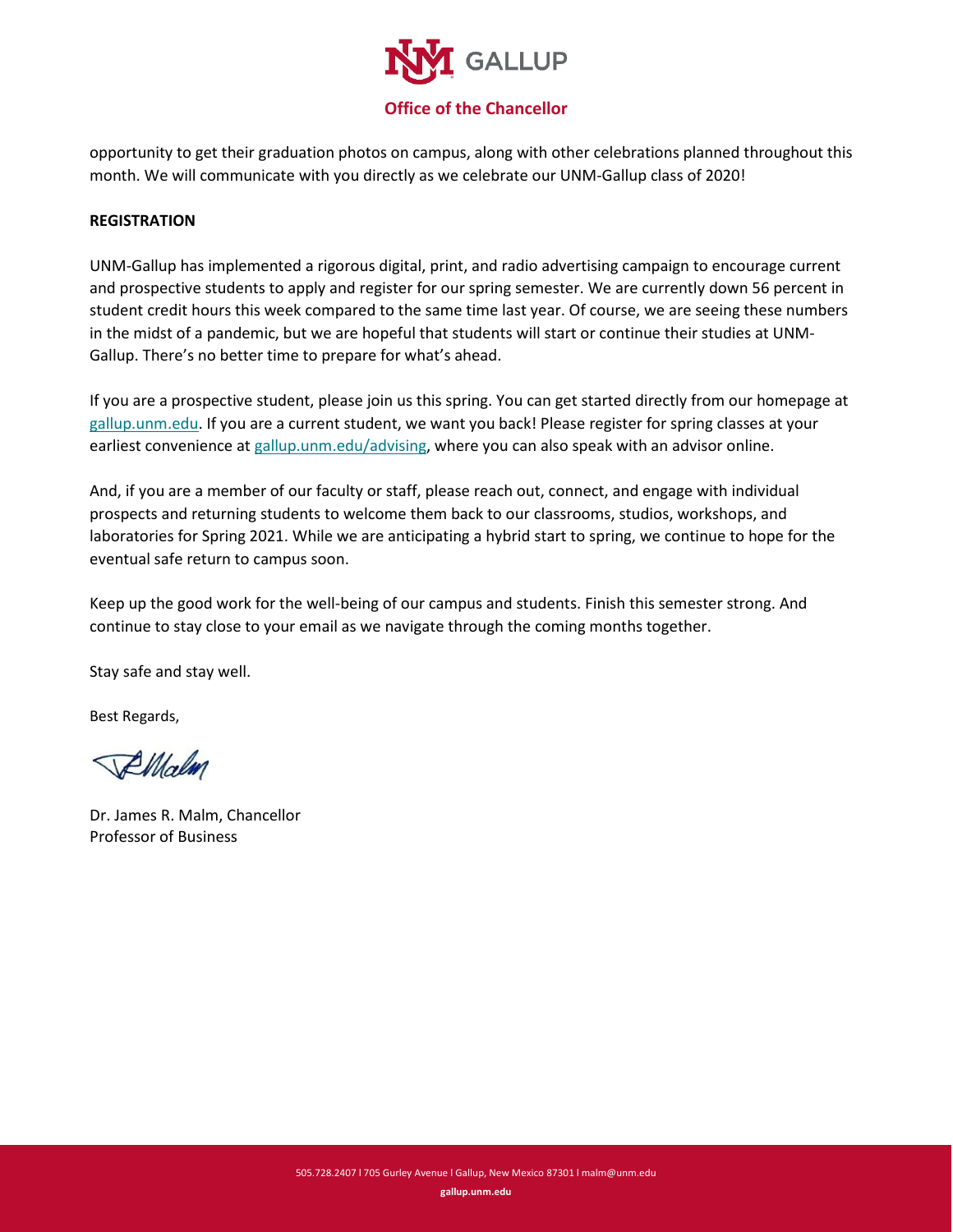opportunity to get their graduation photos on campus, along with other celebrations planned throughout this month. We will communicate with you directly as we celebrate our UNM-Gallup class of 2020!

**REGISTRATION**

UNM-Gallup has implemented a rigorous digital, print, and radio advertising campaign to encourage current and prospective students to apply and register for our spring semester. We are currently down 56 percent in student credit hours this week compared to the same time last year. Of course, we are seeing these numbers in the midst of a pandemic, but we are hopeful that students will start or continue their studies at UNM-Gallup. There's no better time to prepare for what's ahead.

If you are a prospective student, please join us this spring. You can get started directly from our homepage at gallup.unm.edu. If you are a current student, we want you back! Please register for spring classes at your earliest convenience at gallup.unm.edu/advising, where you can also speak with an advisor online.

And, if you are a member of our faculty or staff, please reach out, connect, and engage with individual prospects and returning students to welcome them back to our classrooms, studios, workshops, and laboratories for Spring 2021. While we are anticipating a hybrid start to spring, we continue to hope for the eventual safe return to campus soon.

Keep up the good work for the well-being of our campus and students. Finish this semester strong. And continue to stay close to your email as we navigate through the coming months together.

Stay safe and stay well.

Best Regards,

Dr. James R. Malm, Chancellor
Professor of Business